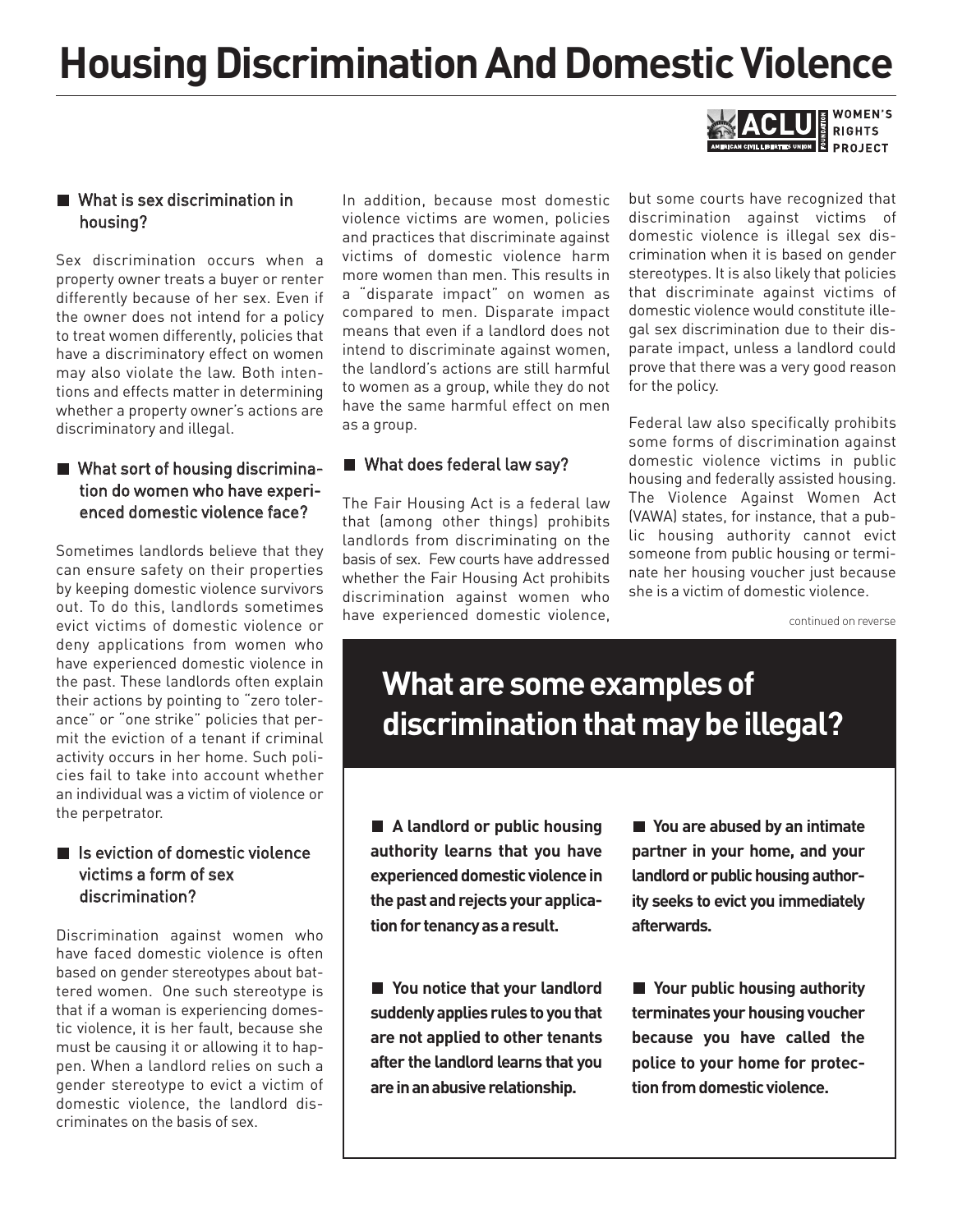# Housing Discrimination And Domestic Violence

ACLU WOMEN'S RIGHTS PROJECT

### What is sex discrimination in housing?

Sex discrimination occurs when a property owner treats a buyer or renter differently because of her sex. Even if the owner does not intend for a policy to treat women differently, policies that have a discriminatory effect on women may also violate the law. Both intentions and effects matter in determining whether a property owner's actions are discriminatory and illegal.

### What sort of housing discrimination do women who have experienced domestic violence face?

Sometimes landlords believe that they can ensure safety on their properties by keeping domestic violence survivors out. To do this, landlords sometimes evict victims of domestic violence or deny applications from women who have experienced domestic violence in the past. These landlords often explain their actions by pointing to "zero tolerance" or "one strike" policies that permit the eviction of a tenant if criminal activity occurs in her home. Such policies fail to take into account whether an individual was a victim of violence or the perpetrator.

### Is eviction of domestic violence victims a form of sex discrimination?

Discrimination against women who have faced domestic violence is often based on gender stereotypes about battered women. One such stereotype is that if a woman is experiencing domestic violence, it is her fault, because she must be causing it or allowing it to happen. When a landlord relies on such a gender stereotype to evict a victim of domestic violence, the landlord discriminates on the basis of sex.

In addition, because most domestic violence victims are women, policies and practices that discriminate against victims of domestic violence harm more women than men. This results in a "disparate impact" on women as compared to men. Disparate impact means that even if a landlord does not intend to discriminate against women, the landlord's actions are still harmful to women as a group, while they do not have the same harmful effect on men as a group.

### What does federal law say?

The Fair Housing Act is a federal law that (among other things) prohibits landlords from discriminating on the basis of sex. Few courts have addressed whether the Fair Housing Act prohibits discrimination against women who have experienced domestic violence, but some courts have recognized that discrimination against victims of domestic violence is illegal sex discrimination when it is based on gender stereotypes. It is also likely that policies that discriminate against victims of domestic violence would constitute illegal sex discrimination due to their disparate impact, unless a landlord could prove that there was a very good reason for the policy.

Federal law also specifically prohibits some forms of discrimination against domestic violence victims in public housing and federally assisted housing. The Violence Against Women Act (VAWA) states, for instance, that a public housing authority cannot evict someone from public housing or terminate her housing voucher just because she is a victim of domestic violence.

continued on reverse

## What are some examples of discrimination that may be illegal?

- **A landlord or public housing authority learns that you have experienced domestic violence in the past and rejects your application for tenancy as a result.**

- **You notice that your landlord suddenly applies rules to you that are not applied to other tenants after the landlord learns that you are in an abusive relationship.**

- **You are abused by an intimate partner in your home, and your landlord or public housing authority seeks to evict you immediately afterwards.**

- **Your public housing authority terminates your housing voucher because you have called the police to your home for protection from domestic violence.**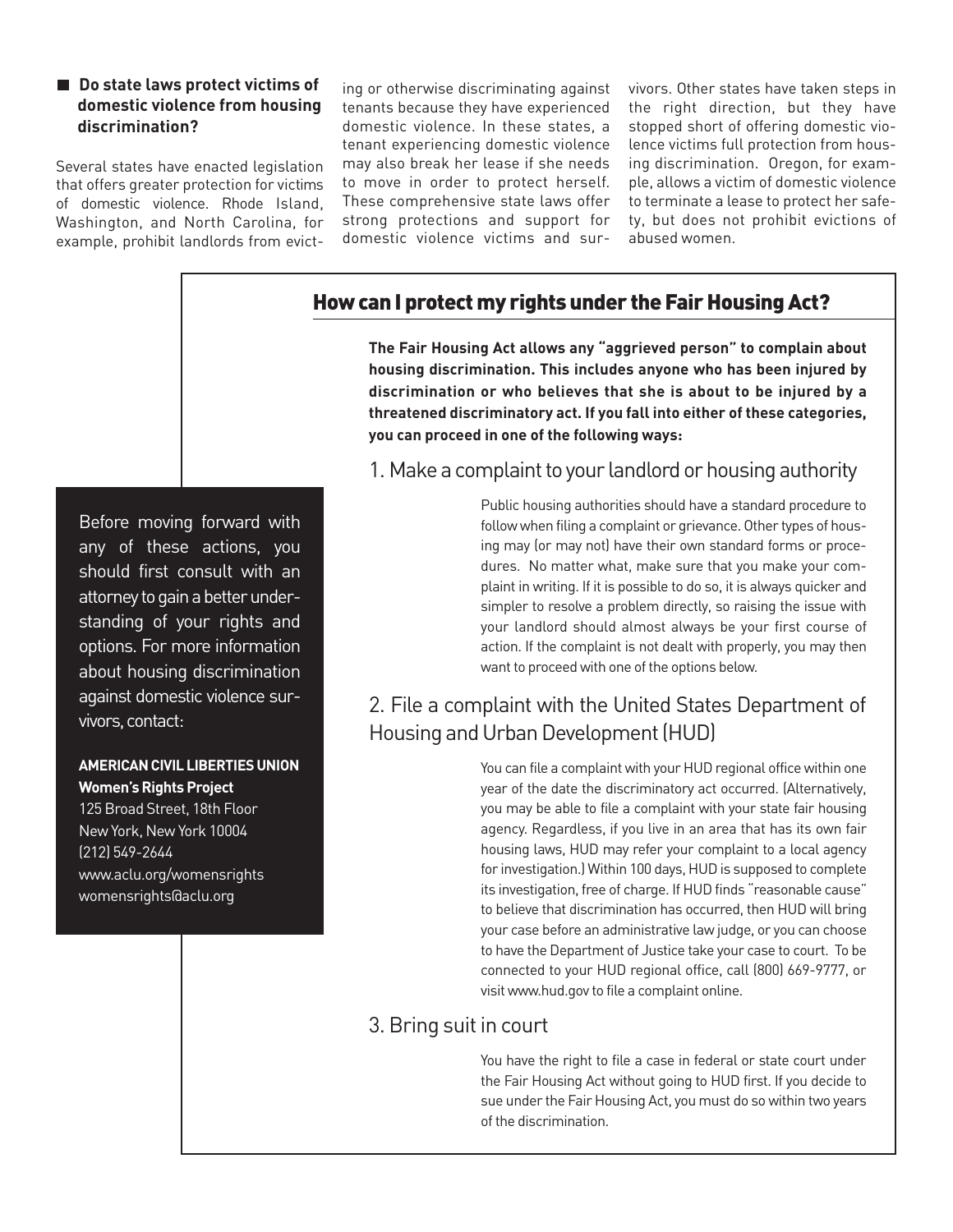### Do state laws protect victims of domestic violence from housing discrimination?

Several states have enacted legislation that offers greater protection for victims of domestic violence. Rhode Island, Washington, and North Carolina, for example, prohibit landlords from evicting or otherwise discriminating against tenants because they have experienced domestic violence. In these states, a tenant experiencing domestic violence may also break her lease if she needs to move in order to protect herself. These comprehensive state laws offer strong protections and support for domestic violence victims and survivors. Other states have taken steps in the right direction, but they have stopped short of offering domestic violence victims full protection from housing discrimination. Oregon, for example, allows a victim of domestic violence to terminate a lease to protect her safety, but does not prohibit evictions of abused women.

## How can I protect my rights under the Fair Housing Act?

**The Fair Housing Act allows any "aggrieved person" to complain about housing discrimination. This includes anyone who has been injured by discrimination or who believes that she is about to be injured by a threatened discriminatory act. If you fall into either of these categories, you can proceed in one of the following ways:**

### 1. Make a complaint to your landlord or housing authority

Public housing authorities should have a standard procedure to follow when filing a complaint or grievance. Other types of housing may (or may not) have their own standard forms or procedures. No matter what, make sure that you make your complaint in writing. If it is possible to do so, it is always quicker and simpler to resolve a problem directly, so raising the issue with your landlord should almost always be your first course of action. If the complaint is not dealt with properly, you may then want to proceed with one of the options below.

### 2. File a complaint with the United States Department of Housing and Urban Development (HUD)

You can file a complaint with your HUD regional office within one year of the date the discriminatory act occurred. (Alternatively, you may be able to file a complaint with your state fair housing agency. Regardless, if you live in an area that has its own fair housing laws, HUD may refer your complaint to a local agency for investigation.) Within 100 days, HUD is supposed to complete its investigation, free of charge. If HUD finds "reasonable cause" to believe that discrimination has occurred, then HUD will bring your case before an administrative law judge, or you can choose to have the Department of Justice take your case to court. To be connected to your HUD regional office, call (800) 669-9777, or visit www.hud.gov to file a complaint online.

### 3. Bring suit in court

You have the right to file a case in federal or state court under the Fair Housing Act without going to HUD first. If you decide to sue under the Fair Housing Act, you must do so within two years of the discrimination.

---

Before moving forward with any of these actions, you should first consult with an attorney to gain a better understanding of your rights and options. For more information about housing discrimination against domestic violence survivors, contact:

**AMERICAN CIVIL LIBERTIES UNION**
**Women's Rights Project**
125 Broad Street, 18th Floor
New York, New York 10004
(212) 549-2644
www.aclu.org/womensrights
womensrights@aclu.org